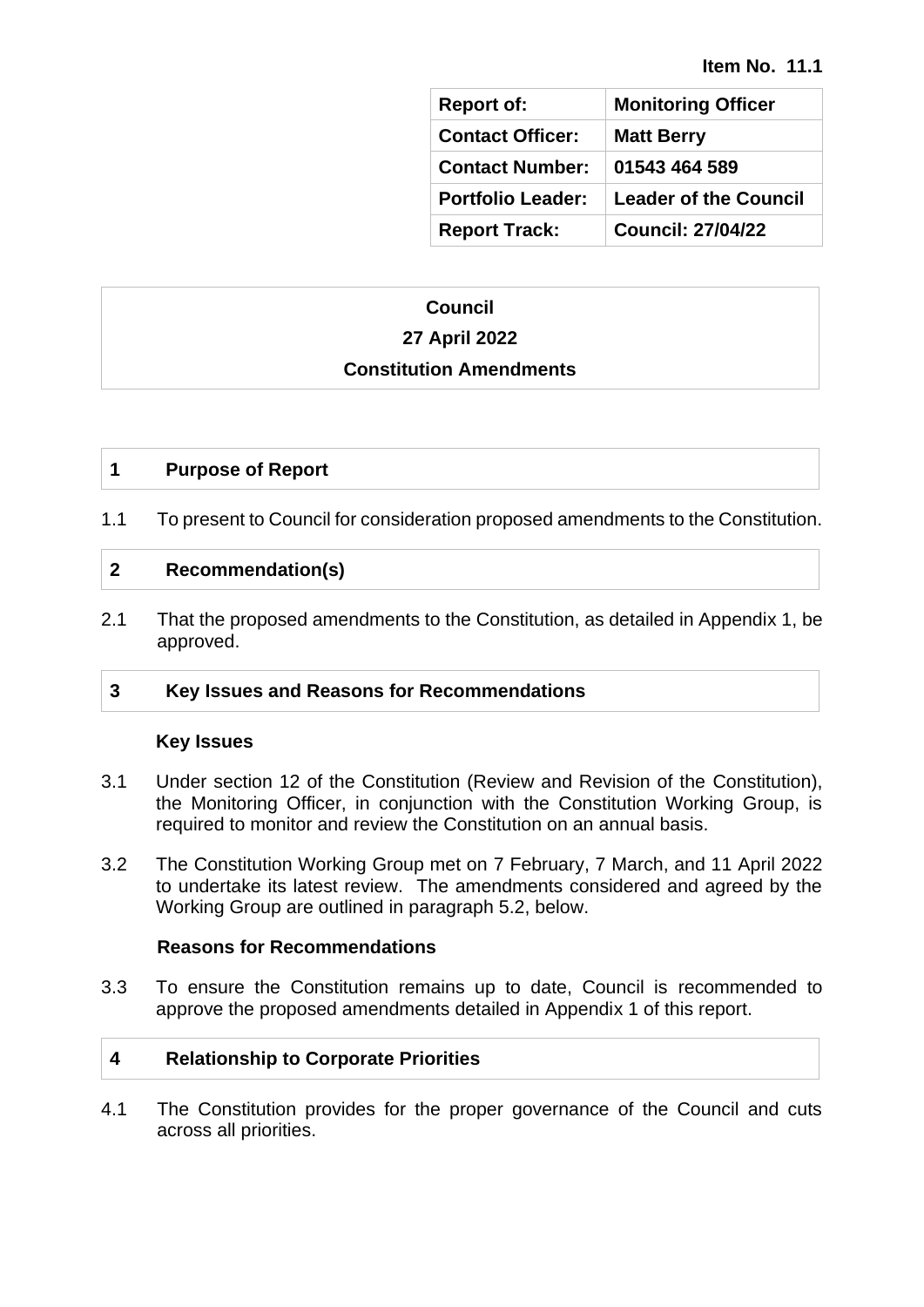**Item No. 11.1**

| Report of: | Monitoring Officer |
|---|---|
| Contact Officer: | Matt Berry |
| Contact Number: | 01543 464 589 |
| Portfolio Leader: | Leader of the Council |
| Report Track: | Council: 27/04/22 |

# Council

## 27 April 2022

## Constitution Amendments

### 1 Purpose of Report

1.1 To present to Council for consideration proposed amendments to the Constitution.

### 2 Recommendation(s)

2.1 That the proposed amendments to the Constitution, as detailed in Appendix 1, be approved.

### 3 Key Issues and Reasons for Recommendations

**Key Issues**

3.1 Under section 12 of the Constitution (Review and Revision of the Constitution), the Monitoring Officer, in conjunction with the Constitution Working Group, is required to monitor and review the Constitution on an annual basis.

3.2 The Constitution Working Group met on 7 February, 7 March, and 11 April 2022 to undertake its latest review. The amendments considered and agreed by the Working Group are outlined in paragraph 5.2, below.

**Reasons for Recommendations**

3.3 To ensure the Constitution remains up to date, Council is recommended to approve the proposed amendments detailed in Appendix 1 of this report.

### 4 Relationship to Corporate Priorities

4.1 The Constitution provides for the proper governance of the Council and cuts across all priorities.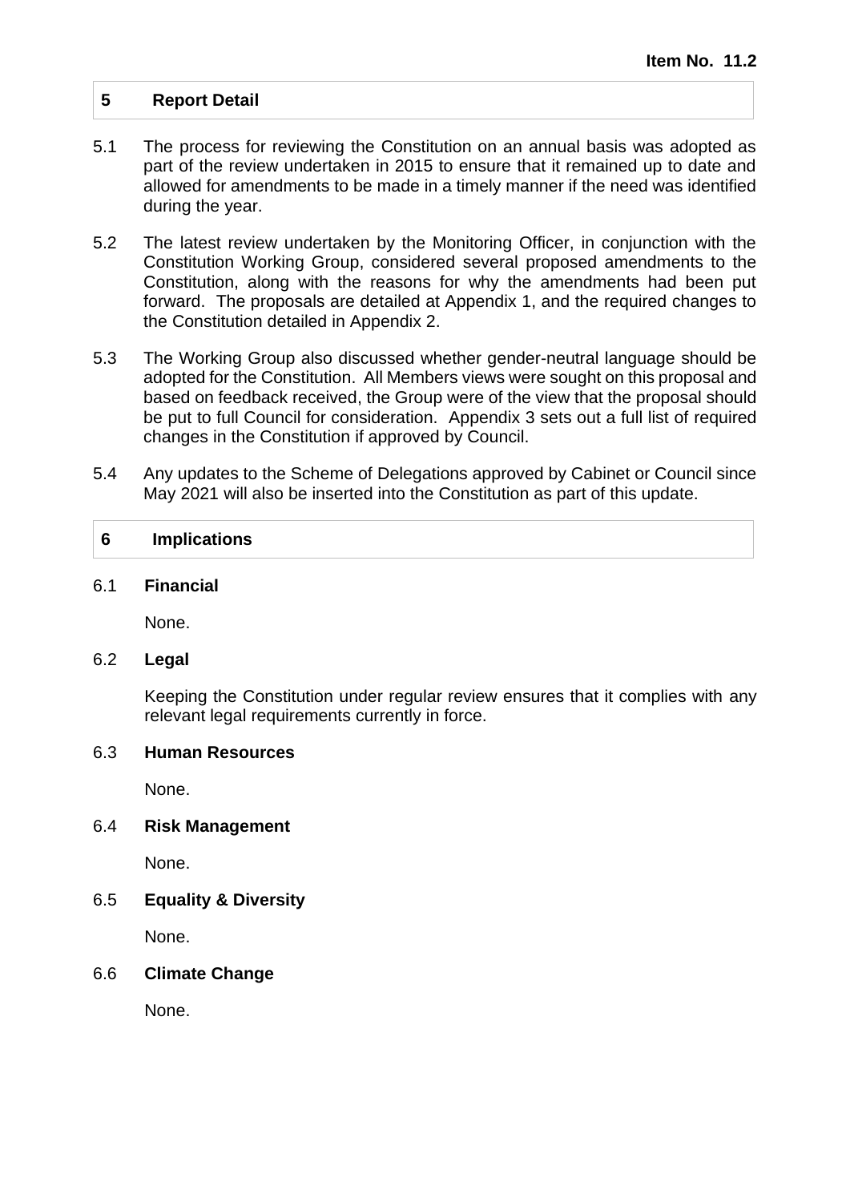**Item No. 11.2**

## 5 Report Detail

5.1 The process for reviewing the Constitution on an annual basis was adopted as part of the review undertaken in 2015 to ensure that it remained up to date and allowed for amendments to be made in a timely manner if the need was identified during the year.

5.2 The latest review undertaken by the Monitoring Officer, in conjunction with the Constitution Working Group, considered several proposed amendments to the Constitution, along with the reasons for why the amendments had been put forward. The proposals are detailed at Appendix 1, and the required changes to the Constitution detailed in Appendix 2.

5.3 The Working Group also discussed whether gender-neutral language should be adopted for the Constitution. All Members views were sought on this proposal and based on feedback received, the Group were of the view that the proposal should be put to full Council for consideration. Appendix 3 sets out a full list of required changes in the Constitution if approved by Council.

5.4 Any updates to the Scheme of Delegations approved by Cabinet or Council since May 2021 will also be inserted into the Constitution as part of this update.

## 6 Implications

### 6.1 Financial

None.

### 6.2 Legal

Keeping the Constitution under regular review ensures that it complies with any relevant legal requirements currently in force.

### 6.3 Human Resources

None.

### 6.4 Risk Management

None.

### 6.5 Equality & Diversity

None.

### 6.6 Climate Change

None.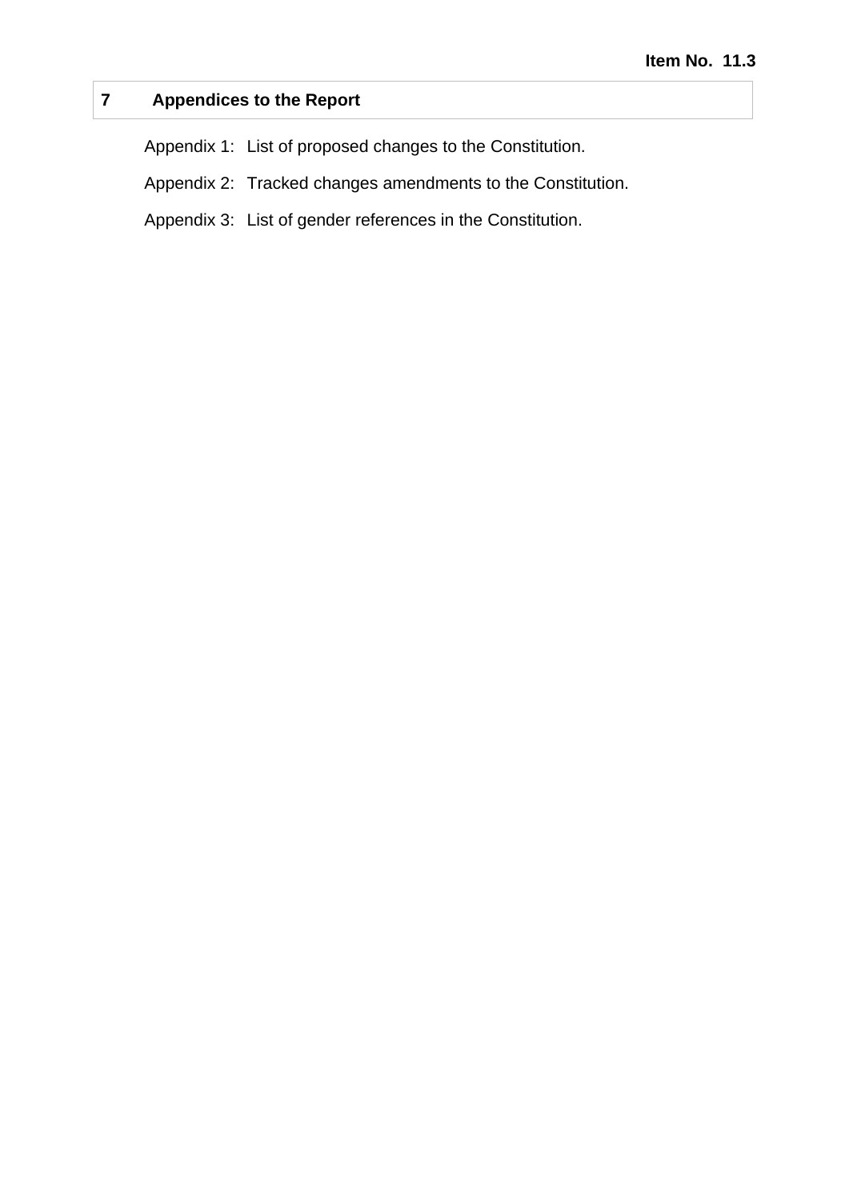## 7 Appendices to the Report

Appendix 1: List of proposed changes to the Constitution.

Appendix 2: Tracked changes amendments to the Constitution.

Appendix 3: List of gender references in the Constitution.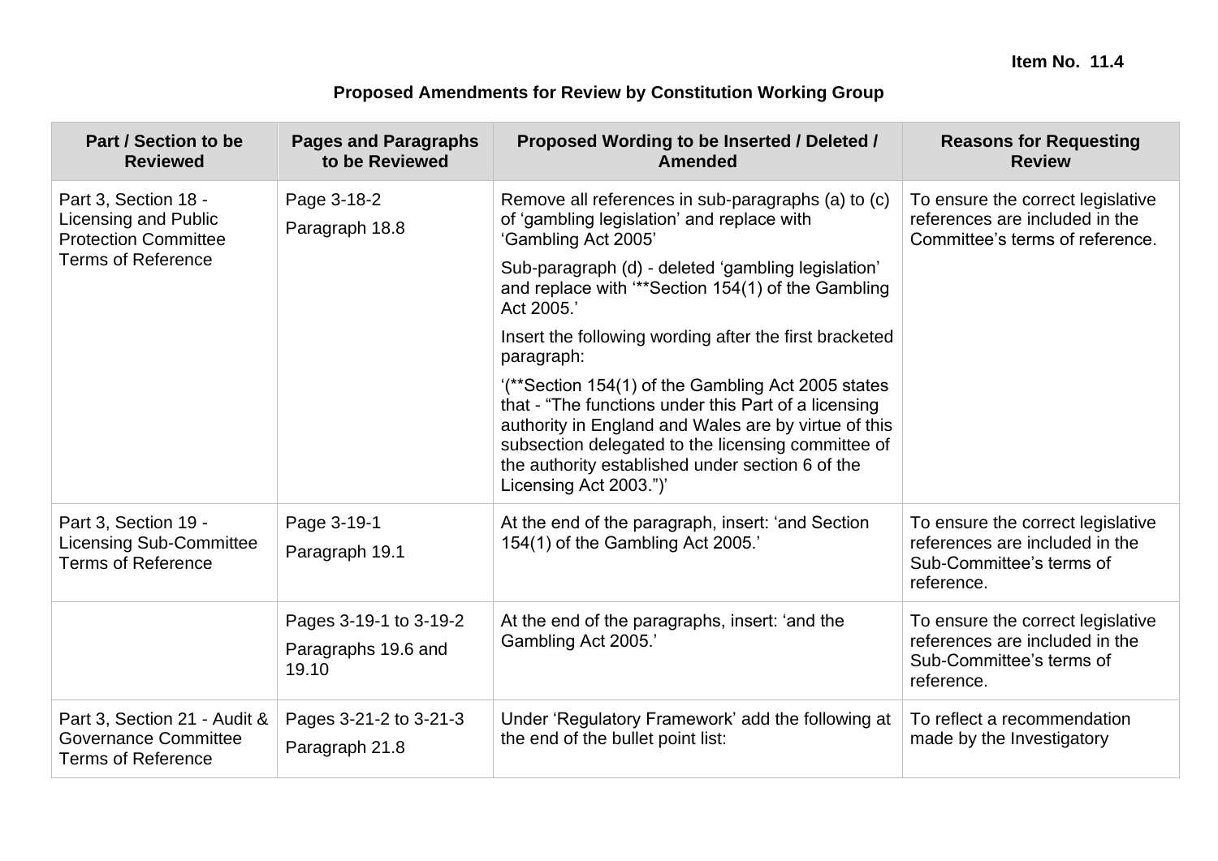**Item No. 11.4**

**Proposed Amendments for Review by Constitution Working Group**

| Part / Section to be Reviewed | Pages and Paragraphs to be Reviewed | Proposed Wording to be Inserted / Deleted / Amended | Reasons for Requesting Review |
|---|---|---|---|
| Part 3, Section 18 - Licensing and Public Protection Committee Terms of Reference | Page 3-18-2<br>Paragraph 18.8 | Remove all references in sub-paragraphs (a) to (c) of 'gambling legislation' and replace with 'Gambling Act 2005'<br><br>Sub-paragraph (d) - deleted 'gambling legislation' and replace with '**Section 154(1) of the Gambling Act 2005.'<br><br>Insert the following wording after the first bracketed paragraph:<br><br>'(**Section 154(1) of the Gambling Act 2005 states that - "The functions under this Part of a licensing authority in England and Wales are by virtue of this subsection delegated to the licensing committee of the authority established under section 6 of the Licensing Act 2003.")' | To ensure the correct legislative references are included in the Committee's terms of reference. |
| Part 3, Section 19 - Licensing Sub-Committee Terms of Reference | Page 3-19-1<br>Paragraph 19.1 | At the end of the paragraph, insert: 'and Section 154(1) of the Gambling Act 2005.' | To ensure the correct legislative references are included in the Sub-Committee's terms of reference. |
| | Pages 3-19-1 to 3-19-2<br>Paragraphs 19.6 and 19.10 | At the end of the paragraphs, insert: 'and the Gambling Act 2005.' | To ensure the correct legislative references are included in the Sub-Committee's terms of reference. |
| Part 3, Section 21 - Audit & Governance Committee Terms of Reference | Pages 3-21-2 to 3-21-3<br>Paragraph 21.8 | Under 'Regulatory Framework' add the following at the end of the bullet point list: | To reflect a recommendation made by the Investigatory |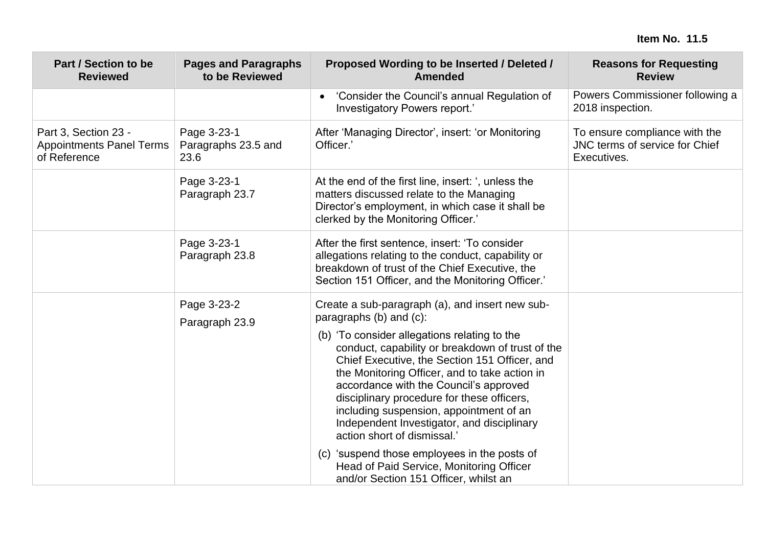**Item No. 11.5**

| Part / Section to be Reviewed | Pages and Paragraphs to be Reviewed | Proposed Wording to be Inserted / Deleted / Amended | Reasons for Requesting Review |
|---|---|---|---|
| | | • 'Consider the Council's annual Regulation of Investigatory Powers report.' | Powers Commissioner following a 2018 inspection. |
| Part 3, Section 23 - Appointments Panel Terms of Reference | Page 3-23-1 Paragraphs 23.5 and 23.6 | After 'Managing Director', insert: 'or Monitoring Officer.' | To ensure compliance with the JNC terms of service for Chief Executives. |
| | Page 3-23-1 Paragraph 23.7 | At the end of the first line, insert: ', unless the matters discussed relate to the Managing Director's employment, in which case it shall be clerked by the Monitoring Officer.' | |
| | Page 3-23-1 Paragraph 23.8 | After the first sentence, insert: 'To consider allegations relating to the conduct, capability or breakdown of trust of the Chief Executive, the Section 151 Officer, and the Monitoring Officer.' | |
| | Page 3-23-2 Paragraph 23.9 | Create a sub-paragraph (a), and insert new sub-paragraphs (b) and (c): (b) 'To consider allegations relating to the conduct, capability or breakdown of trust of the Chief Executive, the Section 151 Officer, and the Monitoring Officer, and to take action in accordance with the Council's approved disciplinary procedure for these officers, including suspension, appointment of an Independent Investigator, and disciplinary action short of dismissal.' (c) 'suspend those employees in the posts of Head of Paid Service, Monitoring Officer and/or Section 151 Officer, whilst an | |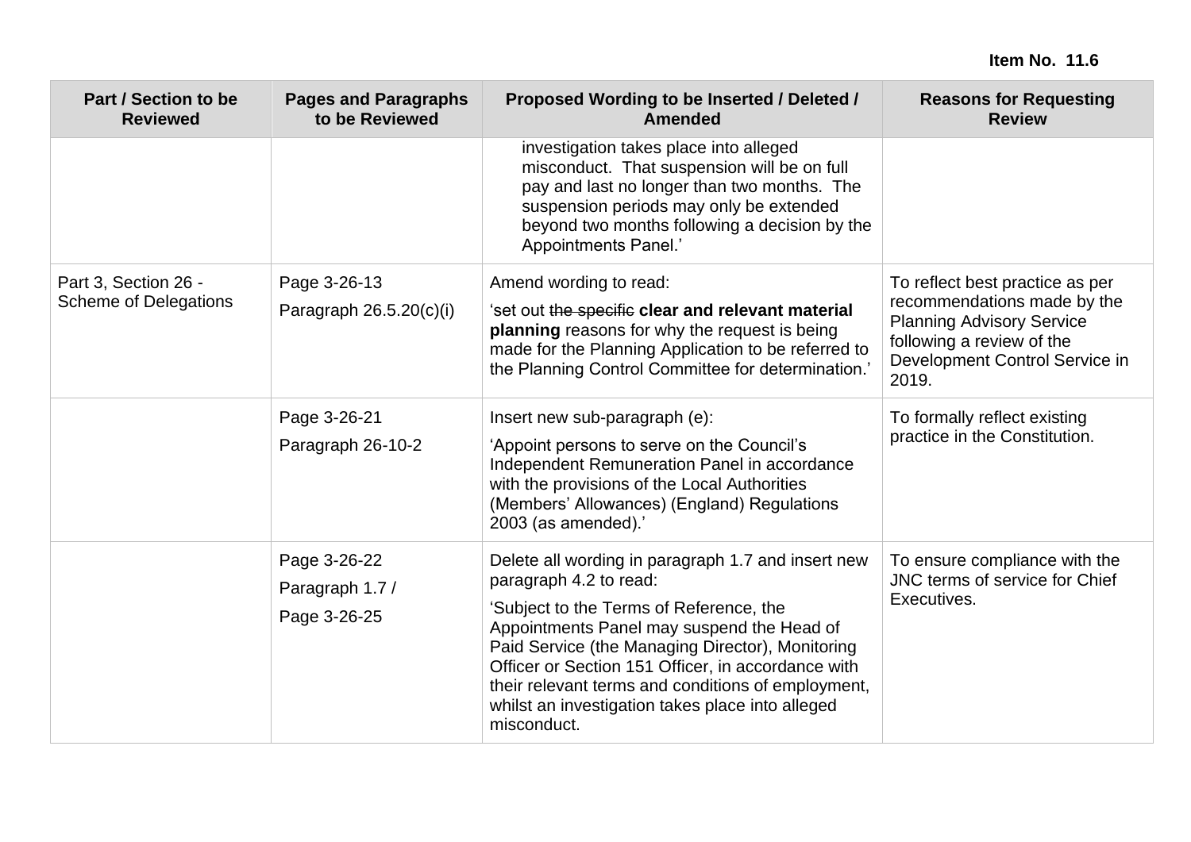**Item No. 11.6**

| Part / Section to be Reviewed | Pages and Paragraphs to be Reviewed | Proposed Wording to be Inserted / Deleted / Amended | Reasons for Requesting Review |
|---|---|---|---|
| | | investigation takes place into alleged misconduct. That suspension will be on full pay and last no longer than two months. The suspension periods may only be extended beyond two months following a decision by the Appointments Panel.' | |
| Part 3, Section 26 - Scheme of Delegations | Page 3-26-13<br>Paragraph 26.5.20(c)(i) | Amend wording to read:<br>'set out ~~the specific~~ **clear and relevant material planning** reasons for why the request is being made for the Planning Application to be referred to the Planning Control Committee for determination.' | To reflect best practice as per recommendations made by the Planning Advisory Service following a review of the Development Control Service in 2019. |
| | Page 3-26-21<br>Paragraph 26-10-2 | Insert new sub-paragraph (e):<br>'Appoint persons to serve on the Council's Independent Remuneration Panel in accordance with the provisions of the Local Authorities (Members' Allowances) (England) Regulations 2003 (as amended).' | To formally reflect existing practice in the Constitution. |
| | Page 3-26-22<br>Paragraph 1.7 /<br>Page 3-26-25 | Delete all wording in paragraph 1.7 and insert new paragraph 4.2 to read:<br>'Subject to the Terms of Reference, the Appointments Panel may suspend the Head of Paid Service (the Managing Director), Monitoring Officer or Section 151 Officer, in accordance with their relevant terms and conditions of employment, whilst an investigation takes place into alleged misconduct. | To ensure compliance with the JNC terms of service for Chief Executives. |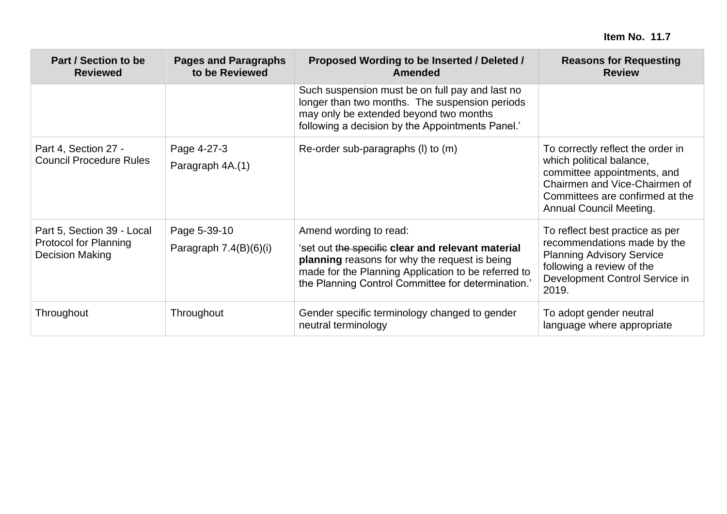Item No. 11.7

| Part / Section to be Reviewed | Pages and Paragraphs to be Reviewed | Proposed Wording to be Inserted / Deleted / Amended | Reasons for Requesting Review |
|---|---|---|---|
| | | Such suspension must be on full pay and last no longer than two months. The suspension periods may only be extended beyond two months following a decision by the Appointments Panel.' | |
| Part 4, Section 27 - Council Procedure Rules | Page 4-27-3<br>Paragraph 4A.(1) | Re-order sub-paragraphs (l) to (m) | To correctly reflect the order in which political balance, committee appointments, and Chairmen and Vice-Chairmen of Committees are confirmed at the Annual Council Meeting. |
| Part 5, Section 39 - Local Protocol for Planning Decision Making | Page 5-39-10<br>Paragraph 7.4(B)(6)(i) | Amend wording to read:<br>'set out ~~the specific~~ **clear and relevant material planning** reasons for why the request is being made for the Planning Application to be referred to the Planning Control Committee for determination.' | To reflect best practice as per recommendations made by the Planning Advisory Service following a review of the Development Control Service in 2019. |
| Throughout | Throughout | Gender specific terminology changed to gender neutral terminology | To adopt gender neutral language where appropriate |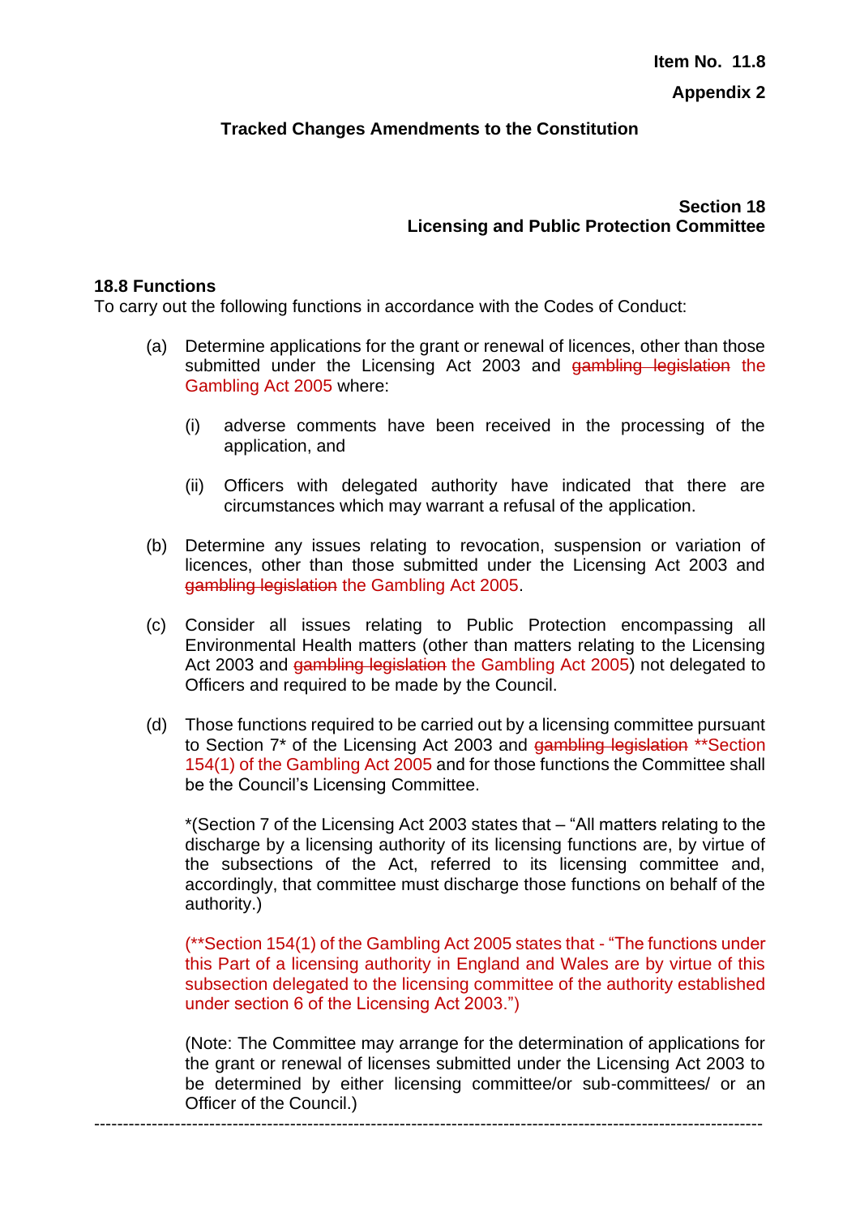**Item No. 11.8**

**Appendix 2**

**Tracked Changes Amendments to the Constitution**

**Section 18**
**Licensing and Public Protection Committee**

**18.8 Functions**

To carry out the following functions in accordance with the Codes of Conduct:

(a) Determine applications for the grant or renewal of licences, other than those submitted under the Licensing Act 2003 and ~~gambling legislation~~ the Gambling Act 2005 where:

(i) adverse comments have been received in the processing of the application, and

(ii) Officers with delegated authority have indicated that there are circumstances which may warrant a refusal of the application.

(b) Determine any issues relating to revocation, suspension or variation of licences, other than those submitted under the Licensing Act 2003 and ~~gambling legislation~~ the Gambling Act 2005.

(c) Consider all issues relating to Public Protection encompassing all Environmental Health matters (other than matters relating to the Licensing Act 2003 and ~~gambling legislation~~ the Gambling Act 2005) not delegated to Officers and required to be made by the Council.

(d) Those functions required to be carried out by a licensing committee pursuant to Section 7* of the Licensing Act 2003 and ~~gambling legislation~~ **Section 154(1) of the Gambling Act 2005 and for those functions the Committee shall be the Council's Licensing Committee.

*(Section 7 of the Licensing Act 2003 states that – "All matters relating to the discharge by a licensing authority of its licensing functions are, by virtue of the subsections of the Act, referred to its licensing committee and, accordingly, that committee must discharge those functions on behalf of the authority.)

(**Section 154(1) of the Gambling Act 2005 states that - "The functions under this Part of a licensing authority in England and Wales are by virtue of this subsection delegated to the licensing committee of the authority established under section 6 of the Licensing Act 2003.")

(Note: The Committee may arrange for the determination of applications for the grant or renewal of licenses submitted under the Licensing Act 2003 to be determined by either licensing committee/or sub-committees/ or an Officer of the Council.)

---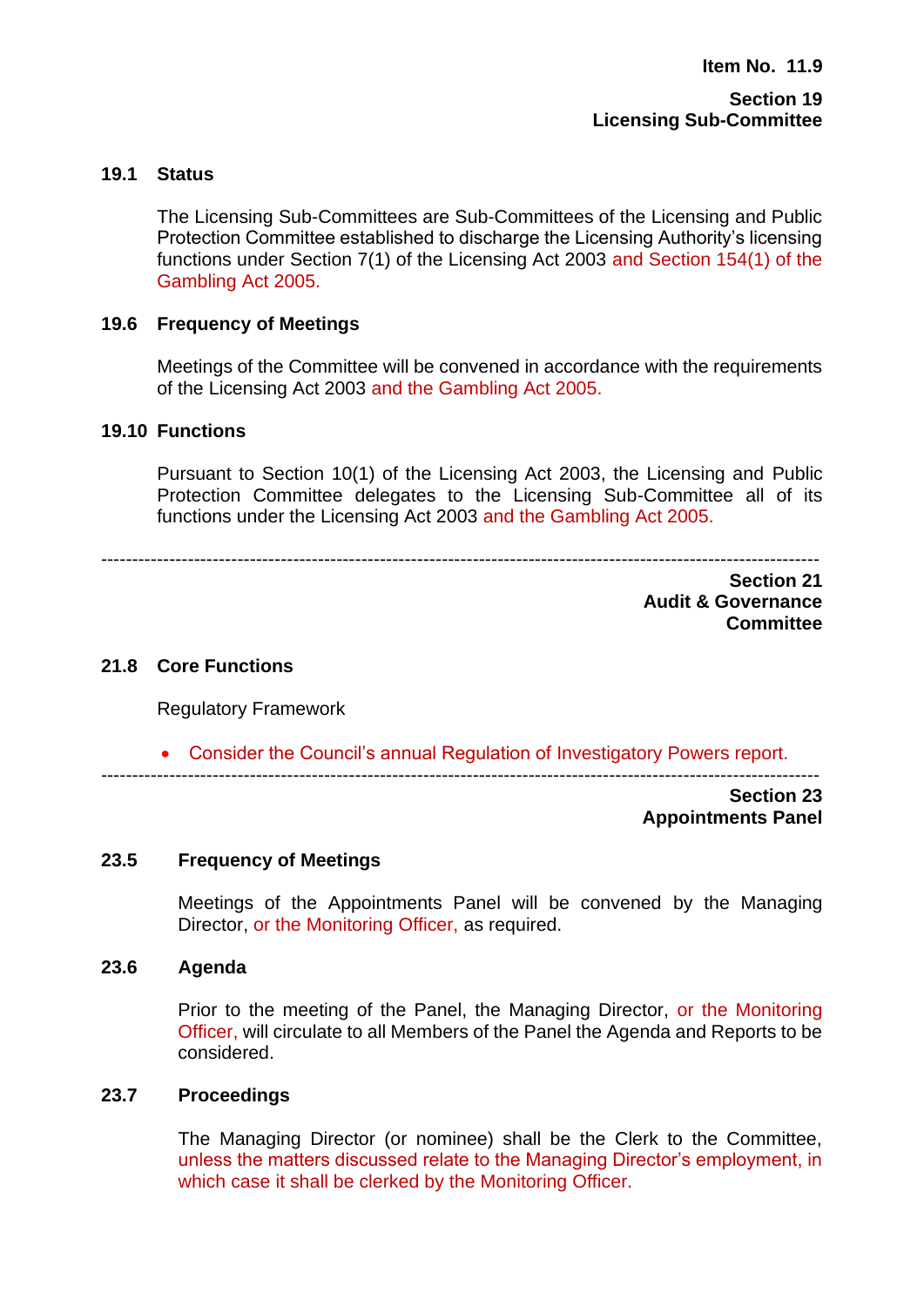**Item No. 11.9**

**Section 19**
**Licensing Sub-Committee**

### 19.1 Status

The Licensing Sub-Committees are Sub-Committees of the Licensing and Public Protection Committee established to discharge the Licensing Authority's licensing functions under Section 7(1) of the Licensing Act 2003 and Section 154(1) of the Gambling Act 2005.

### 19.6 Frequency of Meetings

Meetings of the Committee will be convened in accordance with the requirements of the Licensing Act 2003 and the Gambling Act 2005.

### 19.10 Functions

Pursuant to Section 10(1) of the Licensing Act 2003, the Licensing and Public Protection Committee delegates to the Licensing Sub-Committee all of its functions under the Licensing Act 2003 and the Gambling Act 2005.

---

**Section 21**
**Audit & Governance Committee**

### 21.8 Core Functions

Regulatory Framework

- Consider the Council's annual Regulation of Investigatory Powers report.

---

**Section 23**
**Appointments Panel**

### 23.5 Frequency of Meetings

Meetings of the Appointments Panel will be convened by the Managing Director, or the Monitoring Officer, as required.

### 23.6 Agenda

Prior to the meeting of the Panel, the Managing Director, or the Monitoring Officer, will circulate to all Members of the Panel the Agenda and Reports to be considered.

### 23.7 Proceedings

The Managing Director (or nominee) shall be the Clerk to the Committee, unless the matters discussed relate to the Managing Director's employment, in which case it shall be clerked by the Monitoring Officer.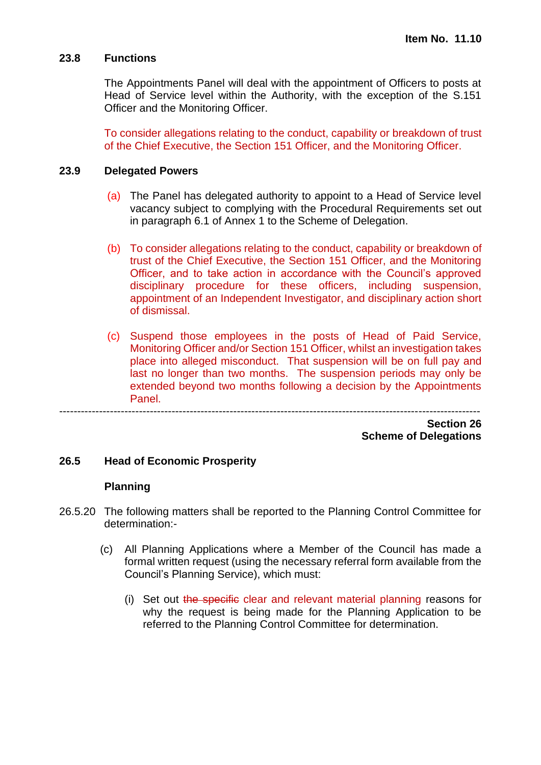**Item No. 11.10**

### 23.8 Functions

The Appointments Panel will deal with the appointment of Officers to posts at Head of Service level within the Authority, with the exception of the S.151 Officer and the Monitoring Officer.

To consider allegations relating to the conduct, capability or breakdown of trust of the Chief Executive, the Section 151 Officer, and the Monitoring Officer.

### 23.9 Delegated Powers

(a) The Panel has delegated authority to appoint to a Head of Service level vacancy subject to complying with the Procedural Requirements set out in paragraph 6.1 of Annex 1 to the Scheme of Delegation.

(b) To consider allegations relating to the conduct, capability or breakdown of trust of the Chief Executive, the Section 151 Officer, and the Monitoring Officer, and to take action in accordance with the Council's approved disciplinary procedure for these officers, including suspension, appointment of an Independent Investigator, and disciplinary action short of dismissal.

(c) Suspend those employees in the posts of Head of Paid Service, Monitoring Officer and/or Section 151 Officer, whilst an investigation takes place into alleged misconduct. That suspension will be on full pay and last no longer than two months. The suspension periods may only be extended beyond two months following a decision by the Appointments Panel.

---

**Section 26**
**Scheme of Delegations**

### 26.5 Head of Economic Prosperity

**Planning**

26.5.20 The following matters shall be reported to the Planning Control Committee for determination:-

(c) All Planning Applications where a Member of the Council has made a formal written request (using the necessary referral form available from the Council's Planning Service), which must:

(i) Set out ~~the specific~~ clear and relevant material planning reasons for why the request is being made for the Planning Application to be referred to the Planning Control Committee for determination.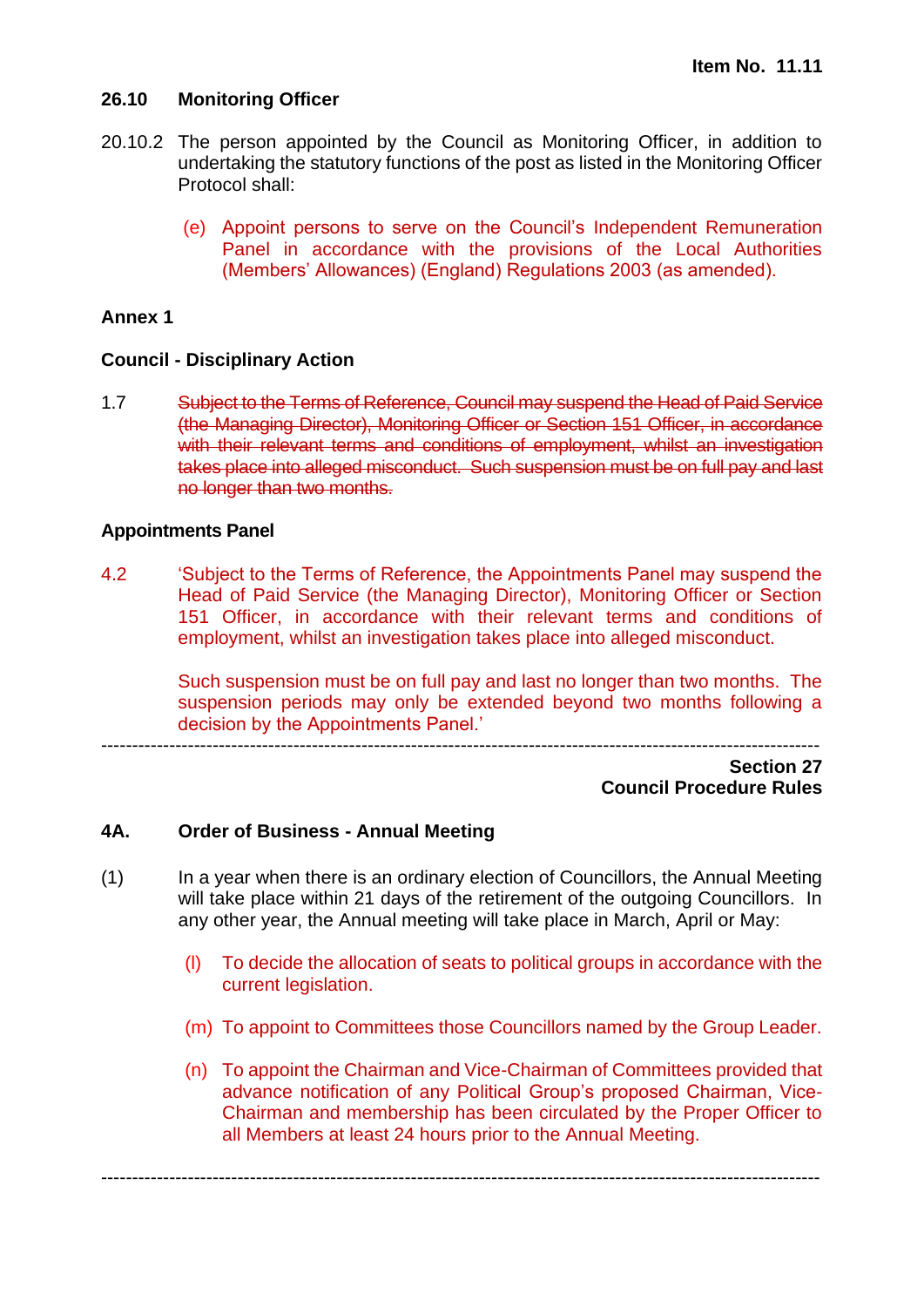**Item No. 11.11**

### 26.10 Monitoring Officer

20.10.2 The person appointed by the Council as Monitoring Officer, in addition to undertaking the statutory functions of the post as listed in the Monitoring Officer Protocol shall:

(e) Appoint persons to serve on the Council's Independent Remuneration Panel in accordance with the provisions of the Local Authorities (Members' Allowances) (England) Regulations 2003 (as amended).

**Annex 1**

**Council - Disciplinary Action**

1.7 ~~Subject to the Terms of Reference, Council may suspend the Head of Paid Service (the Managing Director), Monitoring Officer or Section 151 Officer, in accordance with their relevant terms and conditions of employment, whilst an investigation takes place into alleged misconduct. Such suspension must be on full pay and last no longer than two months.~~

**Appointments Panel**

4.2 'Subject to the Terms of Reference, the Appointments Panel may suspend the Head of Paid Service (the Managing Director), Monitoring Officer or Section 151 Officer, in accordance with their relevant terms and conditions of employment, whilst an investigation takes place into alleged misconduct.

Such suspension must be on full pay and last no longer than two months. The suspension periods may only be extended beyond two months following a decision by the Appointments Panel.'

---

**Section 27**
**Council Procedure Rules**

### 4A. Order of Business - Annual Meeting

(1) In a year when there is an ordinary election of Councillors, the Annual Meeting will take place within 21 days of the retirement of the outgoing Councillors. In any other year, the Annual meeting will take place in March, April or May:

(l) To decide the allocation of seats to political groups in accordance with the current legislation.

(m) To appoint to Committees those Councillors named by the Group Leader.

(n) To appoint the Chairman and Vice-Chairman of Committees provided that advance notification of any Political Group's proposed Chairman, Vice-Chairman and membership has been circulated by the Proper Officer to all Members at least 24 hours prior to the Annual Meeting.

---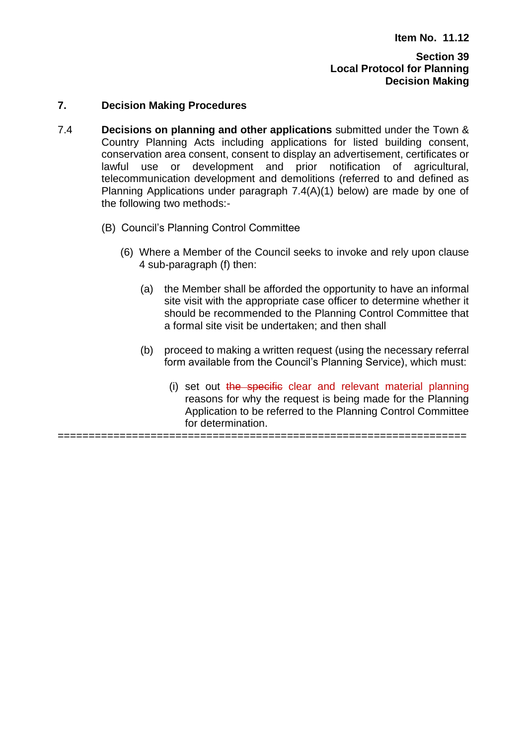**Item No. 11.12**

**Section 39**
**Local Protocol for Planning Decision Making**

**7. Decision Making Procedures**

7.4 **Decisions on planning and other applications** submitted under the Town & Country Planning Acts including applications for listed building consent, conservation area consent, consent to display an advertisement, certificates or lawful use or development and prior notification of agricultural, telecommunication development and demolitions (referred to and defined as Planning Applications under paragraph 7.4(A)(1) below) are made by one of the following two methods:-

(B) Council's Planning Control Committee

(6) Where a Member of the Council seeks to invoke and rely upon clause 4 sub-paragraph (f) then:

(a) the Member shall be afforded the opportunity to have an informal site visit with the appropriate case officer to determine whether it should be recommended to the Planning Control Committee that a formal site visit be undertaken; and then shall

(b) proceed to making a written request (using the necessary referral form available from the Council's Planning Service), which must:

(i) set out ~~the specific~~ clear and relevant material planning reasons for why the request is being made for the Planning Application to be referred to the Planning Control Committee for determination.

==================================================================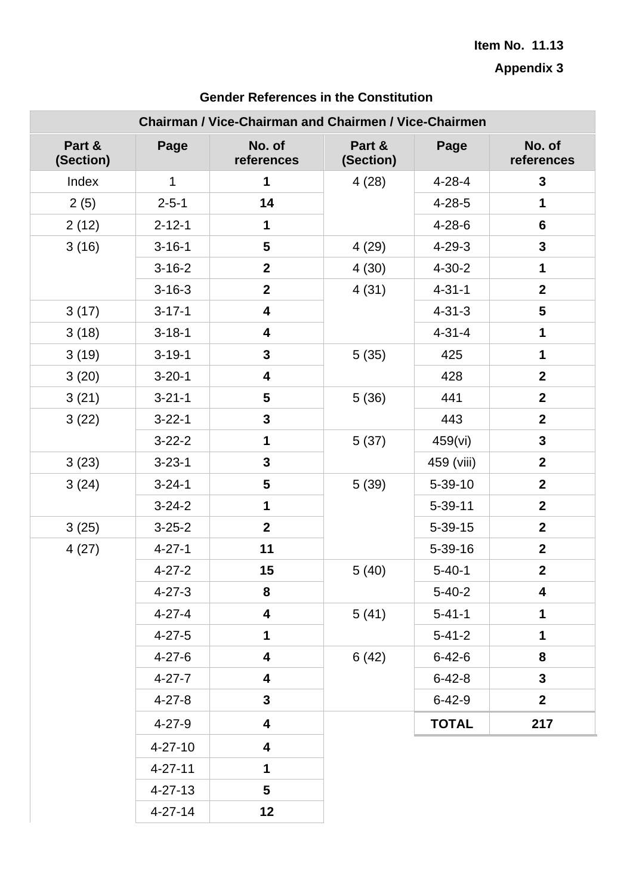**Item No. 11.13**

**Appendix 3**

**Gender References in the Constitution**

| **Chairman / Vice-Chairman and Chairmen / Vice-Chairmen** | | | | | |
|---|---|---|---|---|---|
| **Part & (Section)** | **Page** | **No. of references** | **Part & (Section)** | **Page** | **No. of references** |
| Index | 1 | **1** | 4 (28) | 4-28-4 | **3** |
| 2 (5) | 2-5-1 | **14** | | 4-28-5 | **1** |
| 2 (12) | 2-12-1 | **1** | | 4-28-6 | **6** |
| 3 (16) | 3-16-1 | **5** | 4 (29) | 4-29-3 | **3** |
| | 3-16-2 | **2** | 4 (30) | 4-30-2 | **1** |
| | 3-16-3 | **2** | 4 (31) | 4-31-1 | **2** |
| 3 (17) | 3-17-1 | **4** | | 4-31-3 | **5** |
| 3 (18) | 3-18-1 | **4** | | 4-31-4 | **1** |
| 3 (19) | 3-19-1 | **3** | 5 (35) | 425 | **1** |
| 3 (20) | 3-20-1 | **4** | | 428 | **2** |
| 3 (21) | 3-21-1 | **5** | 5 (36) | 441 | **2** |
| 3 (22) | 3-22-1 | **3** | | 443 | **2** |
| | 3-22-2 | **1** | 5 (37) | 459(vi) | **3** |
| 3 (23) | 3-23-1 | **3** | | 459 (viii) | **2** |
| 3 (24) | 3-24-1 | **5** | 5 (39) | 5-39-10 | **2** |
| | 3-24-2 | **1** | | 5-39-11 | **2** |
| 3 (25) | 3-25-2 | **2** | | 5-39-15 | **2** |
| 4 (27) | 4-27-1 | **11** | | 5-39-16 | **2** |
| | 4-27-2 | **15** | 5 (40) | 5-40-1 | **2** |
| | 4-27-3 | **8** | | 5-40-2 | **4** |
| | 4-27-4 | **4** | 5 (41) | 5-41-1 | **1** |
| | 4-27-5 | **1** | | 5-41-2 | **1** |
| | 4-27-6 | **4** | 6 (42) | 6-42-6 | **8** |
| | 4-27-7 | **4** | | 6-42-8 | **3** |
| | 4-27-8 | **3** | | 6-42-9 | **2** |
| | 4-27-9 | **4** | | **TOTAL** | **217** |
| | 4-27-10 | **4** | | | |
| | 4-27-11 | **1** | | | |
| | 4-27-13 | **5** | | | |
| | 4-27-14 | **12** | | | |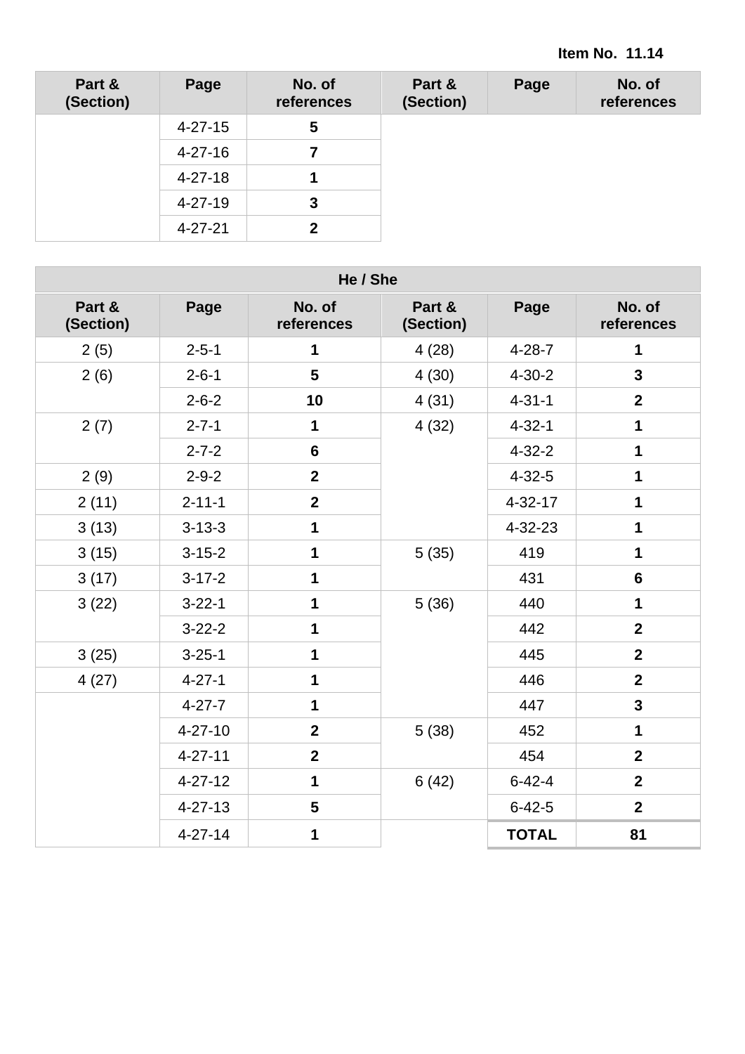**Item No. 11.14**

| Part & (Section) | Page | No. of references | Part & (Section) | Page | No. of references |
|---|---|---|---|---|---|
| | 4-27-15 | **5** | | | |
| | 4-27-16 | **7** | | | |
| | 4-27-18 | **1** | | | |
| | 4-27-19 | **3** | | | |
| | 4-27-21 | **2** | | | |

| He / She | | | | | |
|---|---|---|---|---|---|
| **Part & (Section)** | **Page** | **No. of references** | **Part & (Section)** | **Page** | **No. of references** |
| 2 (5) | 2-5-1 | **1** | 4 (28) | 4-28-7 | **1** |
| 2 (6) | 2-6-1 | **5** | 4 (30) | 4-30-2 | **3** |
| | 2-6-2 | **10** | 4 (31) | 4-31-1 | **2** |
| 2 (7) | 2-7-1 | **1** | 4 (32) | 4-32-1 | **1** |
| | 2-7-2 | **6** | | 4-32-2 | **1** |
| 2 (9) | 2-9-2 | **2** | | 4-32-5 | **1** |
| 2 (11) | 2-11-1 | **2** | | 4-32-17 | **1** |
| 3 (13) | 3-13-3 | **1** | | 4-32-23 | **1** |
| 3 (15) | 3-15-2 | **1** | 5 (35) | 419 | **1** |
| 3 (17) | 3-17-2 | **1** | | 431 | **6** |
| 3 (22) | 3-22-1 | **1** | 5 (36) | 440 | **1** |
| | 3-22-2 | **1** | | 442 | **2** |
| 3 (25) | 3-25-1 | **1** | | 445 | **2** |
| 4 (27) | 4-27-1 | **1** | | 446 | **2** |
| | 4-27-7 | **1** | | 447 | **3** |
| | 4-27-10 | **2** | 5 (38) | 452 | **1** |
| | 4-27-11 | **2** | | 454 | **2** |
| | 4-27-12 | **1** | 6 (42) | 6-42-4 | **2** |
| | 4-27-13 | **5** | | 6-42-5 | **2** |
| | 4-27-14 | **1** | | **TOTAL** | **81** |